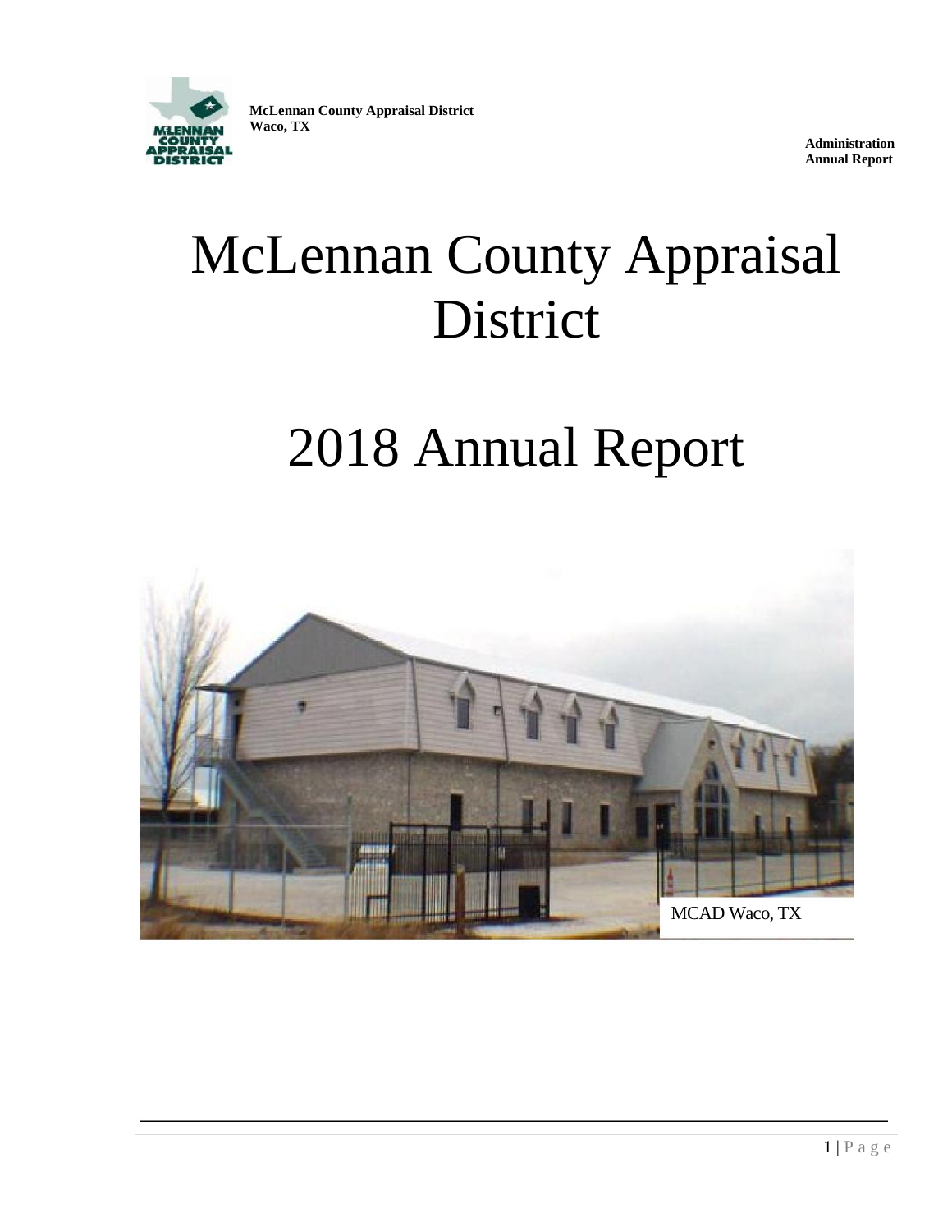**McLennan County Appraisal District**
**Waco, TX**

**Administration**
**Annual Report**

# McLennan County Appraisal District

# 2018 Annual Report

MCAD Waco, TX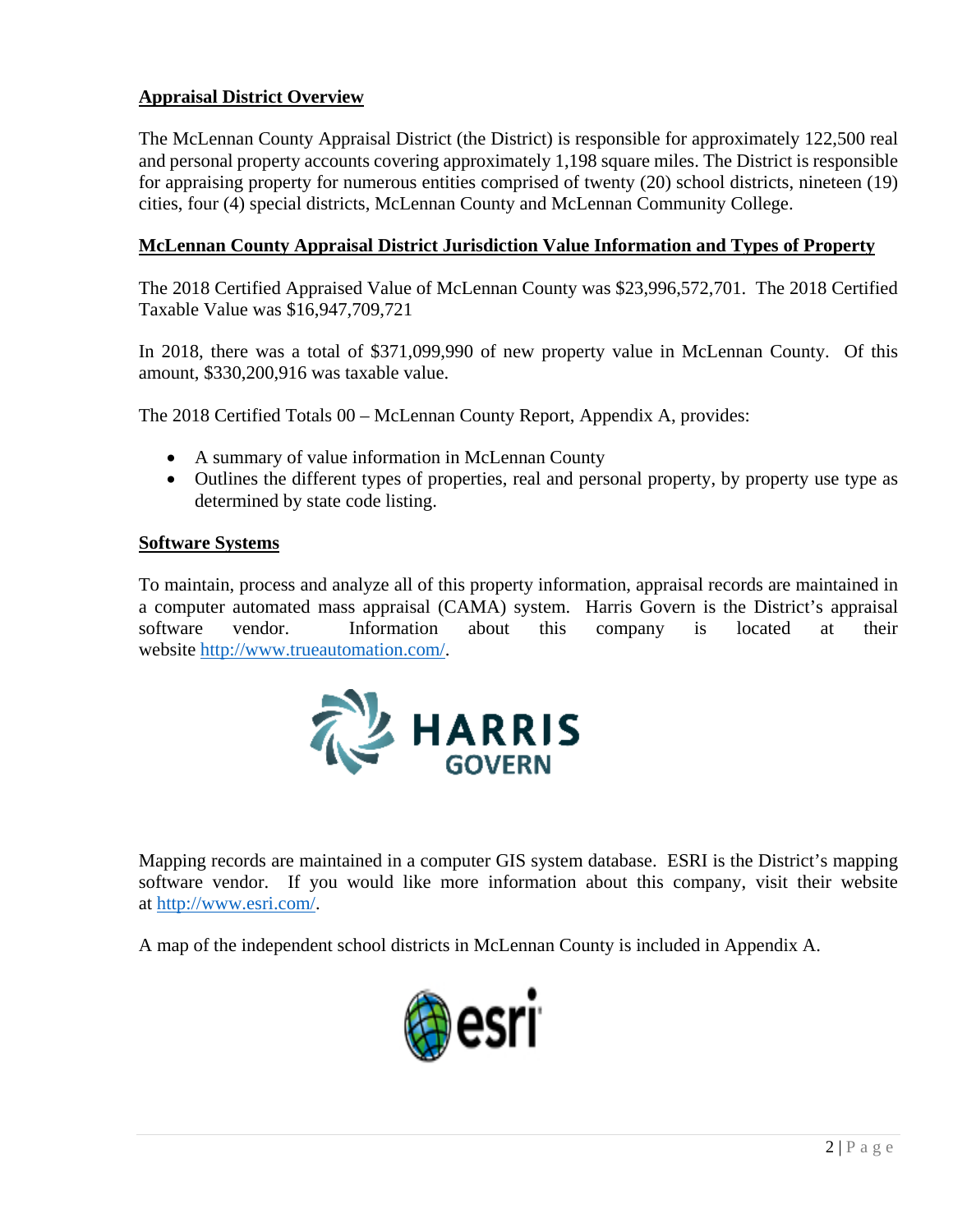## Appraisal District Overview

The McLennan County Appraisal District (the District) is responsible for approximately 122,500 real and personal property accounts covering approximately 1,198 square miles. The District is responsible for appraising property for numerous entities comprised of twenty (20) school districts, nineteen (19) cities, four (4) special districts, McLennan County and McLennan Community College.

## McLennan County Appraisal District Jurisdiction Value Information and Types of Property

The 2018 Certified Appraised Value of McLennan County was $23,996,572,701. The 2018 Certified Taxable Value was $16,947,709,721

In 2018, there was a total of $371,099,990 of new property value in McLennan County. Of this amount, $330,200,916 was taxable value.

The 2018 Certified Totals 00 – McLennan County Report, Appendix A, provides:

- A summary of value information in McLennan County
- Outlines the different types of properties, real and personal property, by property use type as determined by state code listing.

## Software Systems

To maintain, process and analyze all of this property information, appraisal records are maintained in a computer automated mass appraisal (CAMA) system. Harris Govern is the District's appraisal software vendor. Information about this company is located at their website http://www.trueautomation.com/.

Mapping records are maintained in a computer GIS system database. ESRI is the District's mapping software vendor. If you would like more information about this company, visit their website at http://www.esri.com/.

A map of the independent school districts in McLennan County is included in Appendix A.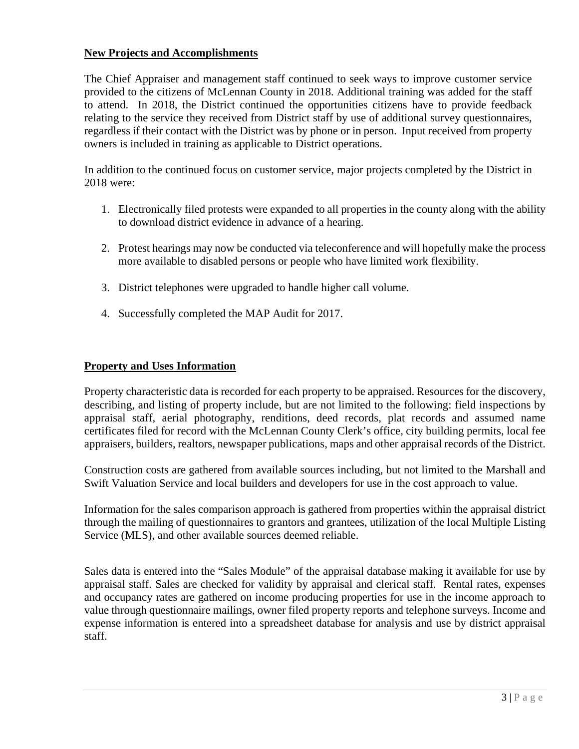## New Projects and Accomplishments

The Chief Appraiser and management staff continued to seek ways to improve customer service provided to the citizens of McLennan County in 2018. Additional training was added for the staff to attend. In 2018, the District continued the opportunities citizens have to provide feedback relating to the service they received from District staff by use of additional survey questionnaires, regardless if their contact with the District was by phone or in person. Input received from property owners is included in training as applicable to District operations.

In addition to the continued focus on customer service, major projects completed by the District in 2018 were:

1. Electronically filed protests were expanded to all properties in the county along with the ability to download district evidence in advance of a hearing.

2. Protest hearings may now be conducted via teleconference and will hopefully make the process more available to disabled persons or people who have limited work flexibility.

3. District telephones were upgraded to handle higher call volume.

4. Successfully completed the MAP Audit for 2017.

## Property and Uses Information

Property characteristic data is recorded for each property to be appraised. Resources for the discovery, describing, and listing of property include, but are not limited to the following: field inspections by appraisal staff, aerial photography, renditions, deed records, plat records and assumed name certificates filed for record with the McLennan County Clerk's office, city building permits, local fee appraisers, builders, realtors, newspaper publications, maps and other appraisal records of the District.

Construction costs are gathered from available sources including, but not limited to the Marshall and Swift Valuation Service and local builders and developers for use in the cost approach to value.

Information for the sales comparison approach is gathered from properties within the appraisal district through the mailing of questionnaires to grantors and grantees, utilization of the local Multiple Listing Service (MLS), and other available sources deemed reliable.

Sales data is entered into the "Sales Module" of the appraisal database making it available for use by appraisal staff. Sales are checked for validity by appraisal and clerical staff. Rental rates, expenses and occupancy rates are gathered on income producing properties for use in the income approach to value through questionnaire mailings, owner filed property reports and telephone surveys. Income and expense information is entered into a spreadsheet database for analysis and use by district appraisal staff.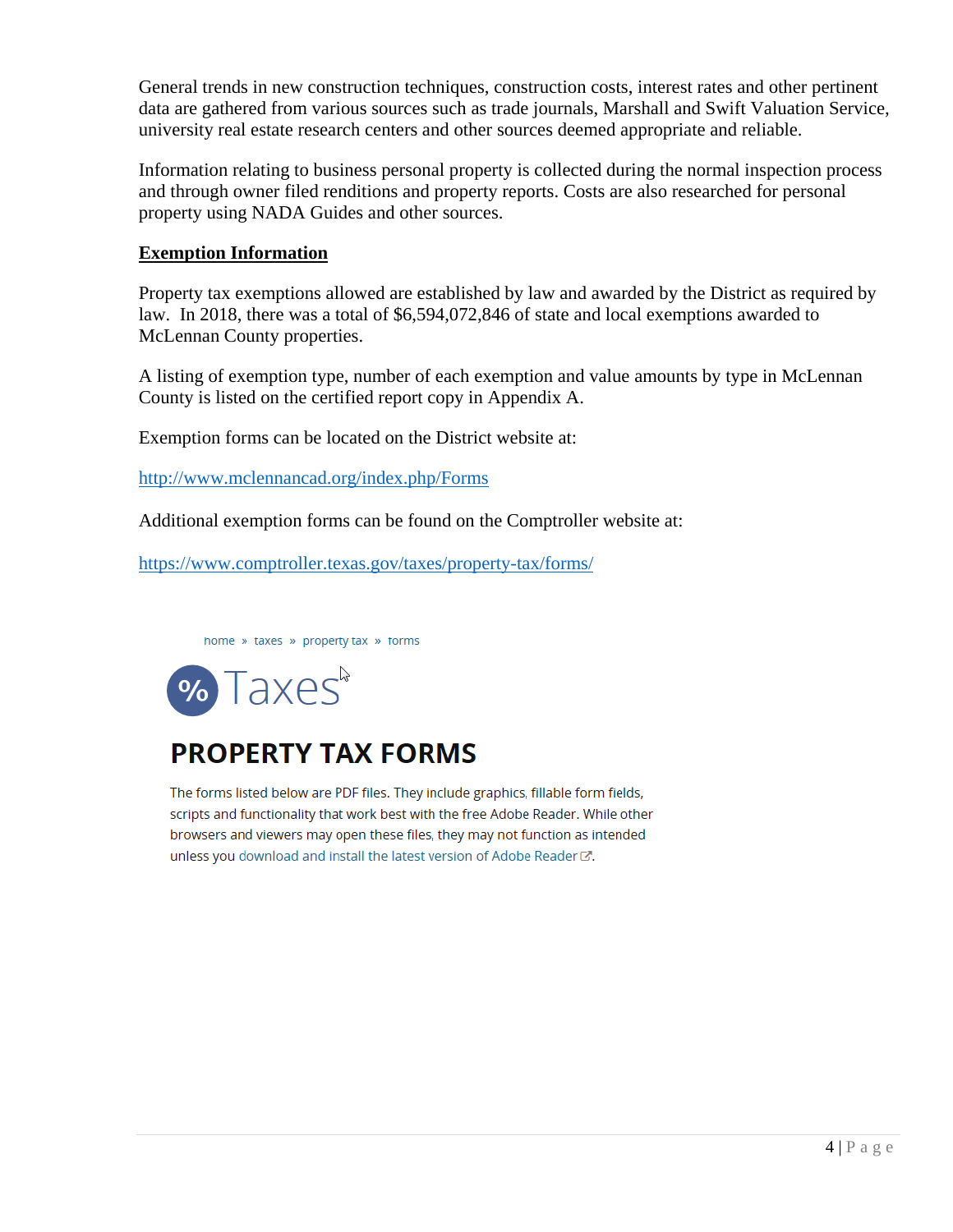General trends in new construction techniques, construction costs, interest rates and other pertinent data are gathered from various sources such as trade journals, Marshall and Swift Valuation Service, university real estate research centers and other sources deemed appropriate and reliable.

Information relating to business personal property is collected during the normal inspection process and through owner filed renditions and property reports. Costs are also researched for personal property using NADA Guides and other sources.

**Exemption Information**

Property tax exemptions allowed are established by law and awarded by the District as required by law. In 2018, there was a total of $6,594,072,846 of state and local exemptions awarded to McLennan County properties.

A listing of exemption type, number of each exemption and value amounts by type in McLennan County is listed on the certified report copy in Appendix A.

Exemption forms can be located on the District website at:

http://www.mclennancad.org/index.php/Forms

Additional exemption forms can be found on the Comptroller website at:

https://www.comptroller.texas.gov/taxes/property-tax/forms/

home » taxes » property tax » forms

% Taxes

## PROPERTY TAX FORMS

The forms listed below are PDF files. They include graphics, fillable form fields, scripts and functionality that work best with the free Adobe Reader. While other browsers and viewers may open these files, they may not function as intended unless you download and install the latest version of Adobe Reader.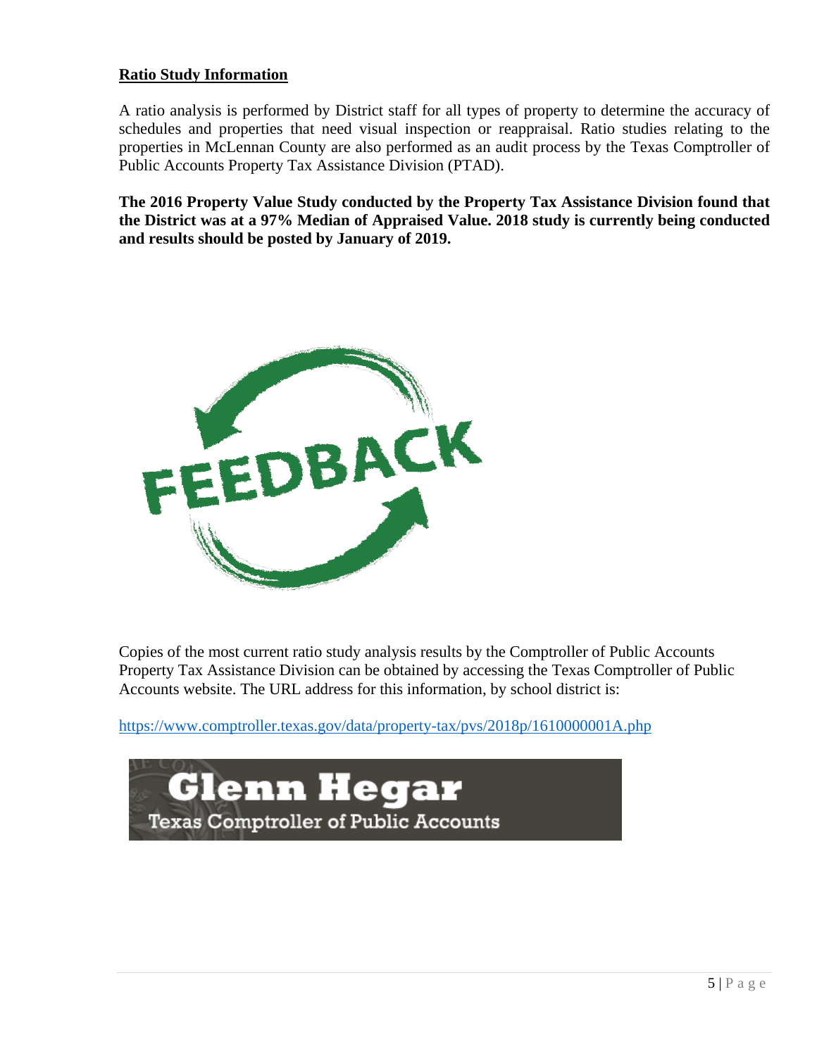## Ratio Study Information

A ratio analysis is performed by District staff for all types of property to determine the accuracy of schedules and properties that need visual inspection or reappraisal. Ratio studies relating to the properties in McLennan County are also performed as an audit process by the Texas Comptroller of Public Accounts Property Tax Assistance Division (PTAD).

**The 2016 Property Value Study conducted by the Property Tax Assistance Division found that the District was at a 97% Median of Appraised Value. 2018 study is currently being conducted and results should be posted by January of 2019.**

Copies of the most current ratio study analysis results by the Comptroller of Public Accounts Property Tax Assistance Division can be obtained by accessing the Texas Comptroller of Public Accounts website. The URL address for this information, by school district is:

https://www.comptroller.texas.gov/data/property-tax/pvs/2018p/1610000001A.php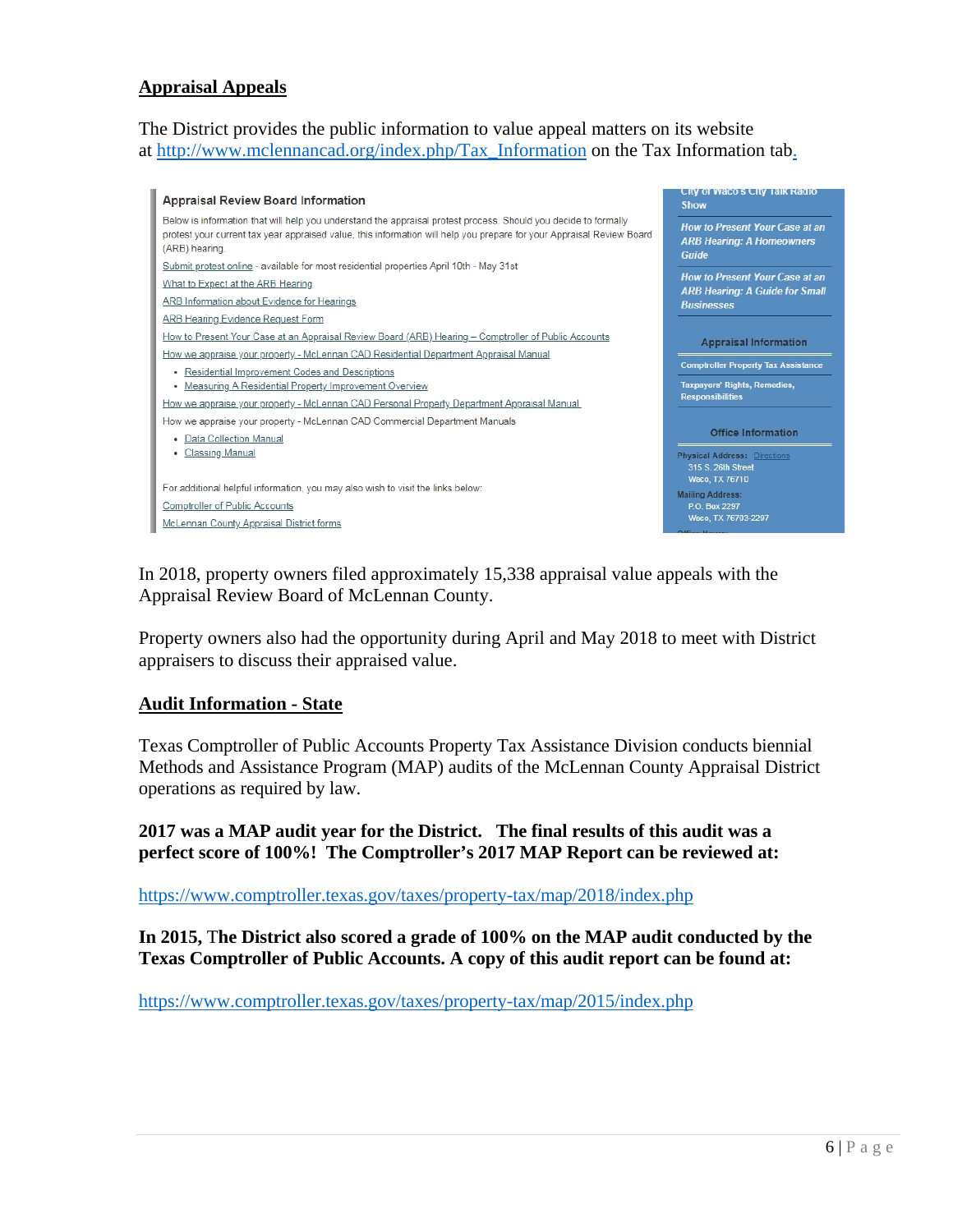## Appraisal Appeals

The District provides the public information to value appeal matters on its website at http://www.mclennancad.org/index.php/Tax_Information on the Tax Information tab.

**Appraisal Review Board Information**

Below is information that will help you understand the appraisal protest process. Should you decide to formally protest your current tax year appraised value, this information will help you prepare for your Appraisal Review Board (ARB) hearing.

Submit protest online - available for most residential properties April 10th - May 31st

What to Expect at the ARB Hearing

ARB Information about Evidence for Hearings

ARB Hearing Evidence Request Form

How to Present Your Case at an Appraisal Review Board (ARB) Hearing – Comptroller of Public Accounts

How we appraise your property - McLennan CAD Residential Department Appraisal Manual

- Residential Improvement Codes and Descriptions
- Measuring A Residential Property Improvement Overview

How we appraise your property - McLennan CAD Personal Property Department Appraisal Manual

How we appraise your property - McLennan CAD Commercial Department Manuals

- Data Collection Manual
- Classing Manual

For additional helpful information, you may also wish to visit the links below:

Comptroller of Public Accounts

McLennan County Appraisal District forms

City of Waco's City Talk Radio Show

*How to Present Your Case at an ARB Hearing: A Homeowners Guide*

*How to Present Your Case at an ARB Hearing: A Guide for Small Businesses*

**Appraisal Information**

Comptroller Property Tax Assistance

Taxpayers' Rights, Remedies, Responsibilities

**Office Information**

Physical Address: Directions
315 S. 26th Street
Waco, TX 76710

Mailing Address:
P.O. Box 2297
Waco, TX 76703-2297

In 2018, property owners filed approximately 15,338 appraisal value appeals with the Appraisal Review Board of McLennan County.

Property owners also had the opportunity during April and May 2018 to meet with District appraisers to discuss their appraised value.

## Audit Information - State

Texas Comptroller of Public Accounts Property Tax Assistance Division conducts biennial Methods and Assistance Program (MAP) audits of the McLennan County Appraisal District operations as required by law.

**2017 was a MAP audit year for the District. The final results of this audit was a perfect score of 100%! The Comptroller's 2017 MAP Report can be reviewed at:**

https://www.comptroller.texas.gov/taxes/property-tax/map/2018/index.php

**In 2015, The District also scored a grade of 100% on the MAP audit conducted by the Texas Comptroller of Public Accounts. A copy of this audit report can be found at:**

https://www.comptroller.texas.gov/taxes/property-tax/map/2015/index.php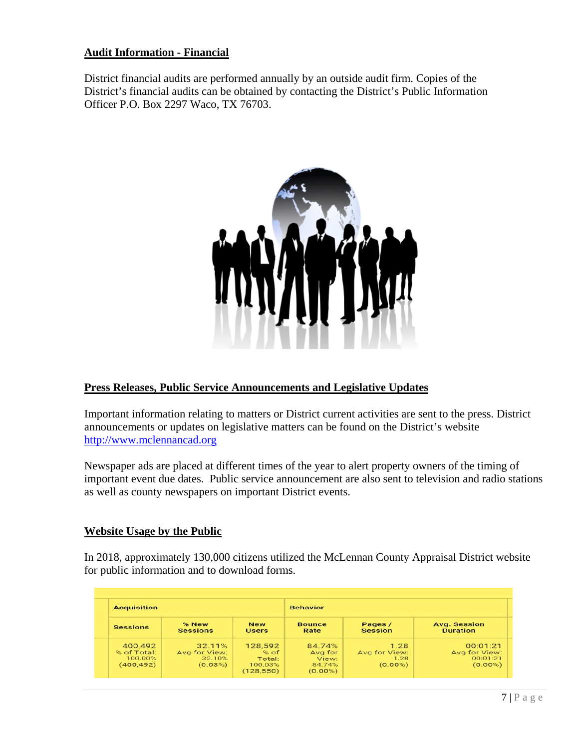## Audit Information - Financial

District financial audits are performed annually by an outside audit firm. Copies of the District's financial audits can be obtained by contacting the District's Public Information Officer P.O. Box 2297 Waco, TX 76703.

## Press Releases, Public Service Announcements and Legislative Updates

Important information relating to matters or District current activities are sent to the press. District announcements or updates on legislative matters can be found on the District's website http://www.mclennancad.org

Newspaper ads are placed at different times of the year to alert property owners of the timing of important event due dates. Public service announcement are also sent to television and radio stations as well as county newspapers on important District events.

## Website Usage by the Public

In 2018, approximately 130,000 citizens utilized the McLennan County Appraisal District website for public information and to download forms.

| Acquisition | | | Behavior | | |
|---|---|---|---|---|---|
| Sessions | % New Sessions | New Users | Bounce Rate | Pages / Session | Avg. Session Duration |
| 400,492 % of Total: 100.00% (400,492) | 32.11% Avg for View: 32.10% (0.03%) | 128,592 % of Total: 100.03% (128,550) | 84.74% Avg for View: 84.74% (0.00%) | 1.28 Avg for View: 1.28 (0.00%) | 00:01:21 Avg for View: 00:01:21 (0.00%) |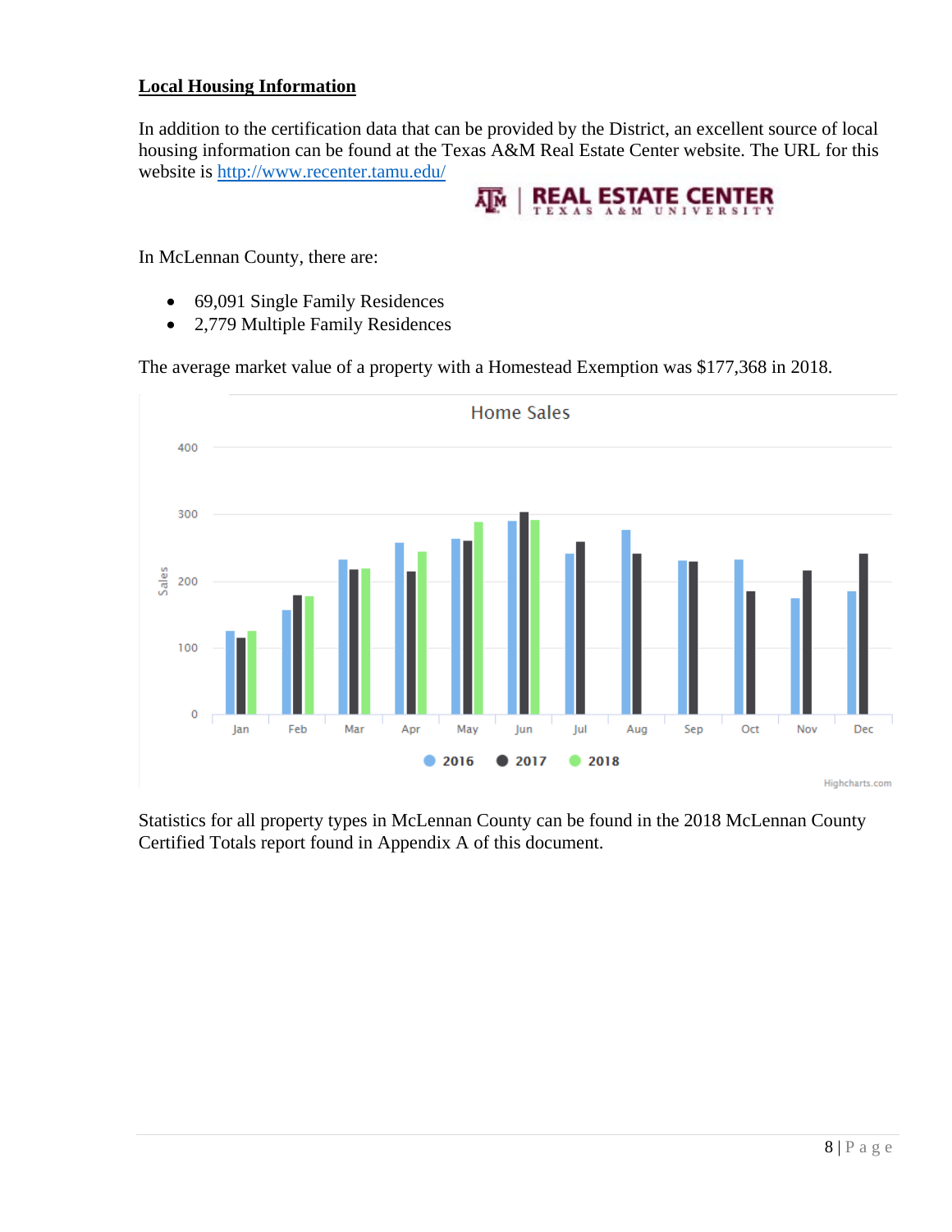## Local Housing Information

In addition to the certification data that can be provided by the District, an excellent source of local housing information can be found at the Texas A&M Real Estate Center website. The URL for this website is http://www.recenter.tamu.edu/

In McLennan County, there are:

- 69,091 Single Family Residences
- 2,779 Multiple Family Residences

The average market value of a property with a Homestead Exemption was $177,368 in 2018.

Statistics for all property types in McLennan County can be found in the 2018 McLennan County Certified Totals report found in Appendix A of this document.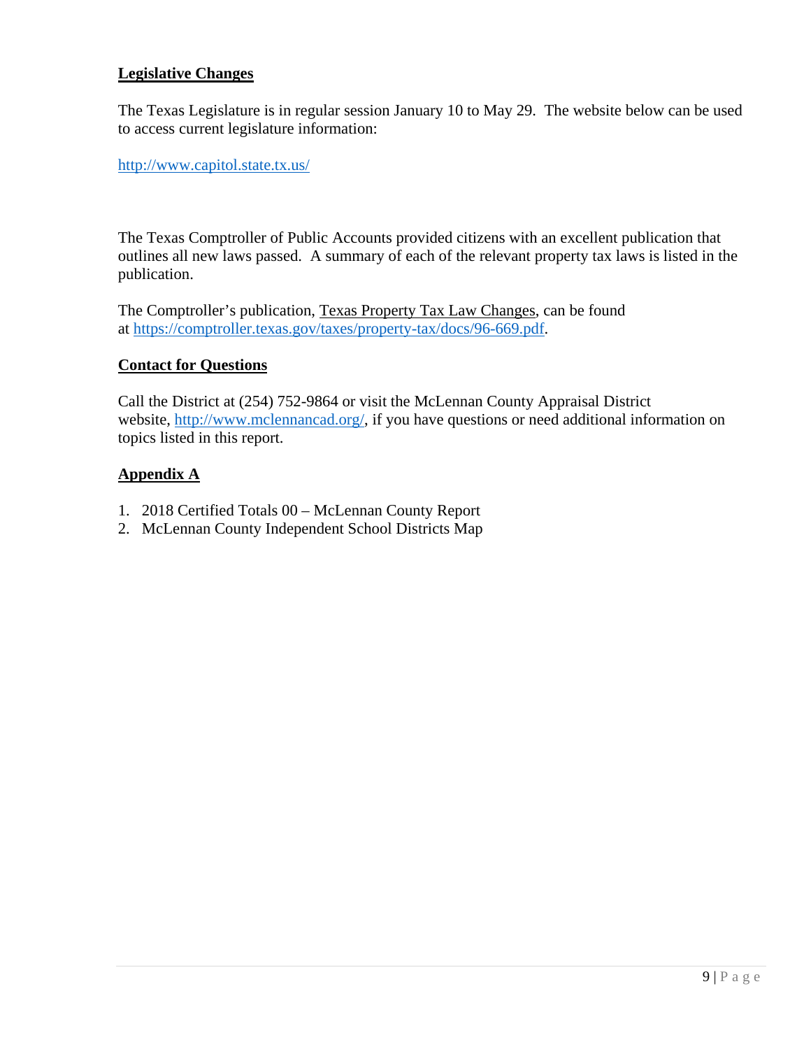**Legislative Changes**

The Texas Legislature is in regular session January 10 to May 29. The website below can be used to access current legislature information:

http://www.capitol.state.tx.us/

The Texas Comptroller of Public Accounts provided citizens with an excellent publication that outlines all new laws passed. A summary of each of the relevant property tax laws is listed in the publication.

The Comptroller's publication, Texas Property Tax Law Changes, can be found at https://comptroller.texas.gov/taxes/property-tax/docs/96-669.pdf.

**Contact for Questions**

Call the District at (254) 752-9864 or visit the McLennan County Appraisal District website, http://www.mclennancad.org/, if you have questions or need additional information on topics listed in this report.

**Appendix A**

1. 2018 Certified Totals 00 – McLennan County Report
2. McLennan County Independent School Districts Map